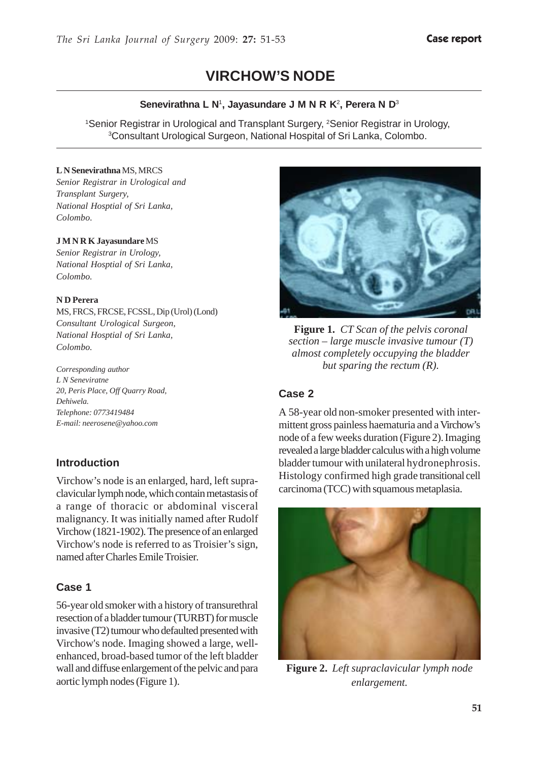Case report

# VIRCHOW'S NODE

**Senevirathna L N[1], Jayasundare J M N R K[2], Perera N D[3]**

[1]Senior Registrar in Urological and Transplant Surgery, [2]Senior Registrar in Urology, [3]Consultant Urological Surgeon, National Hospital of Sri Lanka, Colombo.

**L N Senevirathna** MS, MRCS
*Senior Registrar in Urological and Transplant Surgery, National Hosptial of Sri Lanka, Colombo.*

**J M N R K Jayasundare** MS
*Senior Registrar in Urology, National Hosptial of Sri Lanka, Colombo.*

**N D Perera**
MS, FRCS, FRCSE, FCSSL, Dip (Urol) (Lond)
*Consultant Urological Surgeon, National Hosptial of Sri Lanka, Colombo.*

*Corresponding author*
*L N Seneviratne*
*20, Peris Place, Off Quarry Road, Dehiwela.*
*Telephone: 0773419484*
*E-mail: neerosene@yahoo.com*

## Introduction

Virchow's node is an enlarged, hard, left supraclavicular lymph node, which contain metastasis of a range of thoracic or abdominal visceral malignancy. It was initially named after Rudolf Virchow (1821-1902). The presence of an enlarged Virchow's node is referred to as Troisier's sign, named after Charles Emile Troisier.

## Case 1

56-year old smoker with a history of transurethral resection of a bladder tumour (TURBT) for muscle invasive (T2) tumour who defaulted presented with Virchow's node. Imaging showed a large, well-enhanced, broad-based tumor of the left bladder wall and diffuse enlargement of the pelvic and para aortic lymph nodes (Figure 1).

**Figure 1.** *CT Scan of the pelvis coronal section – large muscle invasive tumour (T) almost completely occupying the bladder but sparing the rectum (R).*

## Case 2

A 58-year old non-smoker presented with intermittent gross painless haematuria and a Virchow's node of a few weeks duration (Figure 2). Imaging revealed a large bladder calculus with a high volume bladder tumour with unilateral hydronephrosis. Histology confirmed high grade transitional cell carcinoma (TCC) with squamous metaplasia.

**Figure 2.** *Left supraclavicular lymph node enlargement.*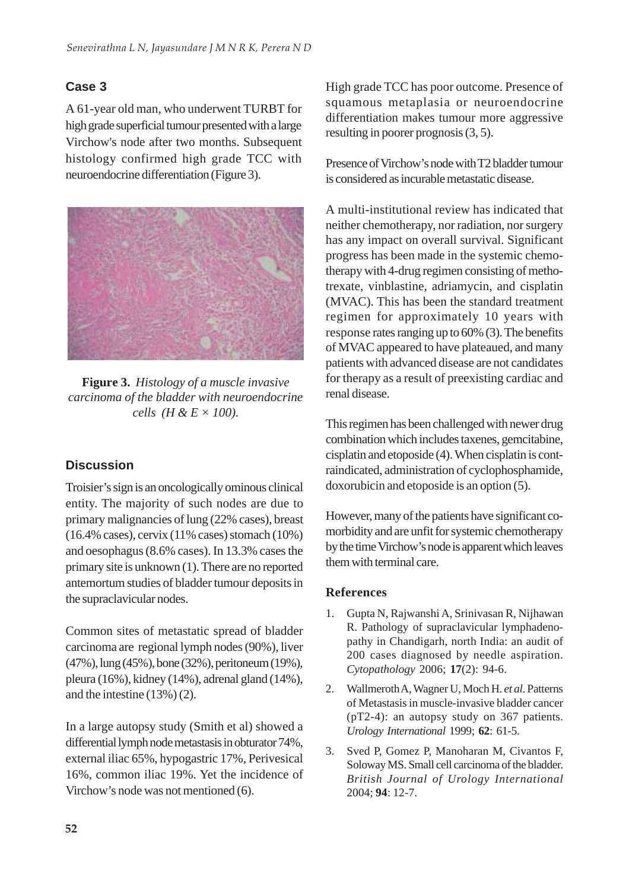## Case 3

A 61-year old man, who underwent TURBT for high grade superficial tumour presented with a large Virchow's node after two months. Subsequent histology confirmed high grade TCC with neuroendocrine differentiation (Figure 3).

**Figure 3.** *Histology of a muscle invasive carcinoma of the bladder with neuroendocrine cells (H & E × 100).*

## Discussion

Troisier's sign is an oncologically ominous clinical entity. The majority of such nodes are due to primary malignancies of lung (22% cases), breast (16.4% cases), cervix (11% cases) stomach (10%) and oesophagus (8.6% cases). In 13.3% cases the primary site is unknown (1). There are no reported antemortum studies of bladder tumour deposits in the supraclavicular nodes.

Common sites of metastatic spread of bladder carcinoma are regional lymph nodes (90%), liver (47%), lung (45%), bone (32%), peritoneum (19%), pleura (16%), kidney (14%), adrenal gland (14%), and the intestine (13%) (2).

In a large autopsy study (Smith et al) showed a differential lymph node metastasis in obturator 74%, external iliac 65%, hypogastric 17%, Perivesical 16%, common iliac 19%. Yet the incidence of Virchow's node was not mentioned (6).

High grade TCC has poor outcome. Presence of squamous metaplasia or neuroendocrine differentiation makes tumour more aggressive resulting in poorer prognosis (3, 5).

Presence of Virchow's node with T2 bladder tumour is considered as incurable metastatic disease.

A multi-institutional review has indicated that neither chemotherapy, nor radiation, nor surgery has any impact on overall survival. Significant progress has been made in the systemic chemotherapy with 4-drug regimen consisting of methotrexate, vinblastine, adriamycin, and cisplatin (MVAC). This has been the standard treatment regimen for approximately 10 years with response rates ranging up to 60% (3). The benefits of MVAC appeared to have plateaued, and many patients with advanced disease are not candidates for therapy as a result of preexisting cardiac and renal disease.

This regimen has been challenged with newer drug combination which includes taxenes, gemcitabine, cisplatin and etoposide (4). When cisplatin is contraindicated, administration of cyclophosphamide, doxorubicin and etoposide is an option (5).

However, many of the patients have significant co-morbidity and are unfit for systemic chemotherapy by the time Virchow's node is apparent which leaves them with terminal care.

## References

1. Gupta N, Rajwanshi A, Srinivasan R, Nijhawan R. Pathology of supraclavicular lymphadenopathy in Chandigarh, north India: an audit of 200 cases diagnosed by needle aspiration. *Cytopathology* 2006; **17**(2): 94-6.
2. Wallmeroth A, Wagner U, Moch H. *et al*. Patterns of Metastasis in muscle-invasive bladder cancer (pT2-4): an autopsy study on 367 patients. *Urology International* 1999; **62**: 61-5.
3. Sved P, Gomez P, Manoharan M, Civantos F, Soloway MS. Small cell carcinoma of the bladder. *British Journal of Urology International* 2004; **94**: 12-7.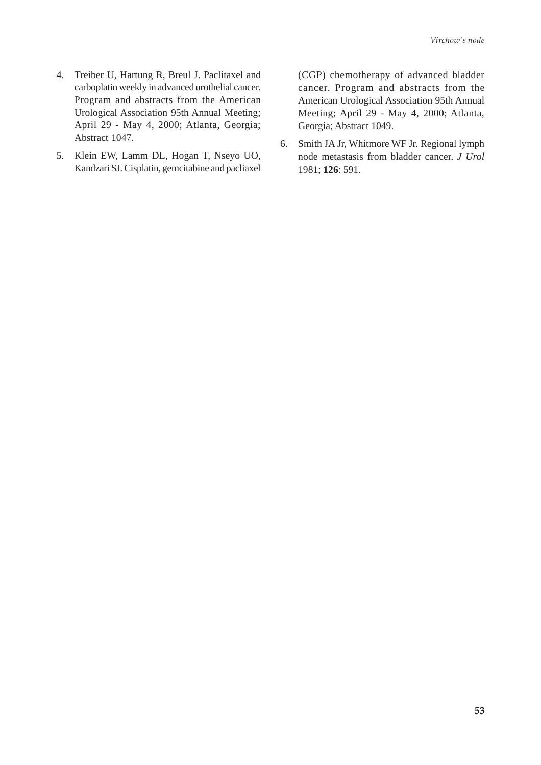4. Treiber U, Hartung R, Breul J. Paclitaxel and carboplatin weekly in advanced urothelial cancer. Program and abstracts from the American Urological Association 95th Annual Meeting; April 29 - May 4, 2000; Atlanta, Georgia; Abstract 1047.
5. Klein EW, Lamm DL, Hogan T, Nseyo UO, Kandzari SJ. Cisplatin, gemcitabine and pacliaxel (CGP) chemotherapy of advanced bladder cancer. Program and abstracts from the American Urological Association 95th Annual Meeting; April 29 - May 4, 2000; Atlanta, Georgia; Abstract 1049.
6. Smith JA Jr, Whitmore WF Jr. Regional lymph node metastasis from bladder cancer. *J Urol* 1981; **126**: 591.